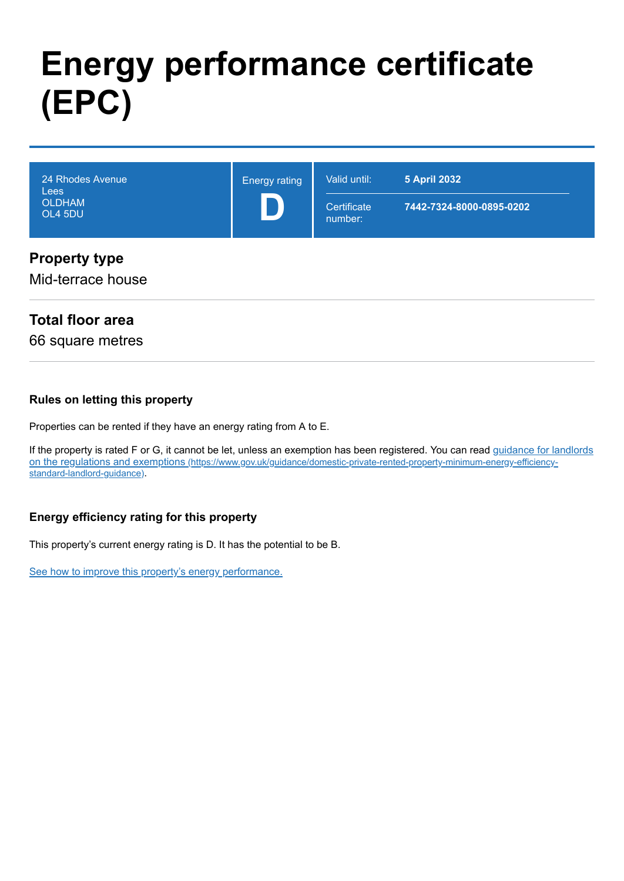# Energy performance certificate (EPC)

| 24 Rhodes Avenue<br>Lees<br>OLDHAM<br>OL4 5DU | Energy rating<br>**D** | Valid until: **5 April 2032**<br>Certificate number: **7442-7324-8000-0895-0202** |
|---|---|---|

## Property type

Mid-terrace house

## Total floor area

66 square metres

### Rules on letting this property

Properties can be rented if they have an energy rating from A to E.

If the property is rated F or G, it cannot be let, unless an exemption has been registered. You can read [guidance for landlords on the regulations and exemptions (https://www.gov.uk/guidance/domestic-private-rented-property-minimum-energy-efficiency-standard-landlord-guidance)](https://www.gov.uk/guidance/domestic-private-rented-property-minimum-energy-efficiency-standard-landlord-guidance).

### Energy efficiency rating for this property

This property's current energy rating is D. It has the potential to be B.

See how to improve this property's energy performance.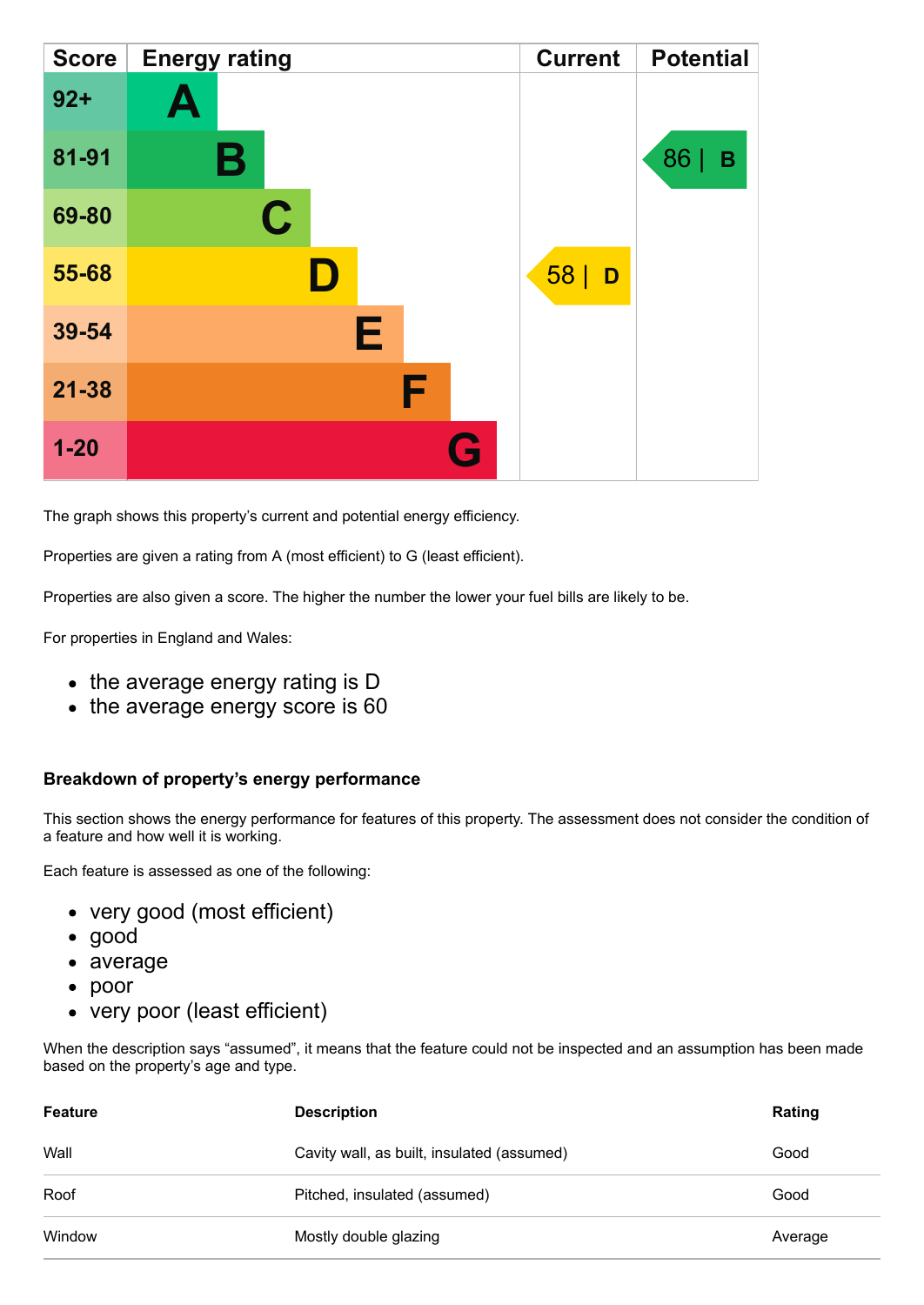| Score | Energy rating | Current | Potential |
|---|---|---|---|
| 92+ | A | | |
| 81-91 | B | | 86 \| B |
| 69-80 | C | | |
| 55-68 | D | 58 \| D | |
| 39-54 | E | | |
| 21-38 | F | | |
| 1-20 | G | | |

The graph shows this property's current and potential energy efficiency.

Properties are given a rating from A (most efficient) to G (least efficient).

Properties are also given a score. The higher the number the lower your fuel bills are likely to be.

For properties in England and Wales:

- the average energy rating is D
- the average energy score is 60

### Breakdown of property's energy performance

This section shows the energy performance for features of this property. The assessment does not consider the condition of a feature and how well it is working.

Each feature is assessed as one of the following:

- very good (most efficient)
- good
- average
- poor
- very poor (least efficient)

When the description says "assumed", it means that the feature could not be inspected and an assumption has been made based on the property's age and type.

| Feature | Description | Rating |
|---|---|---|
| Wall | Cavity wall, as built, insulated (assumed) | Good |
| Roof | Pitched, insulated (assumed) | Good |
| Window | Mostly double glazing | Average |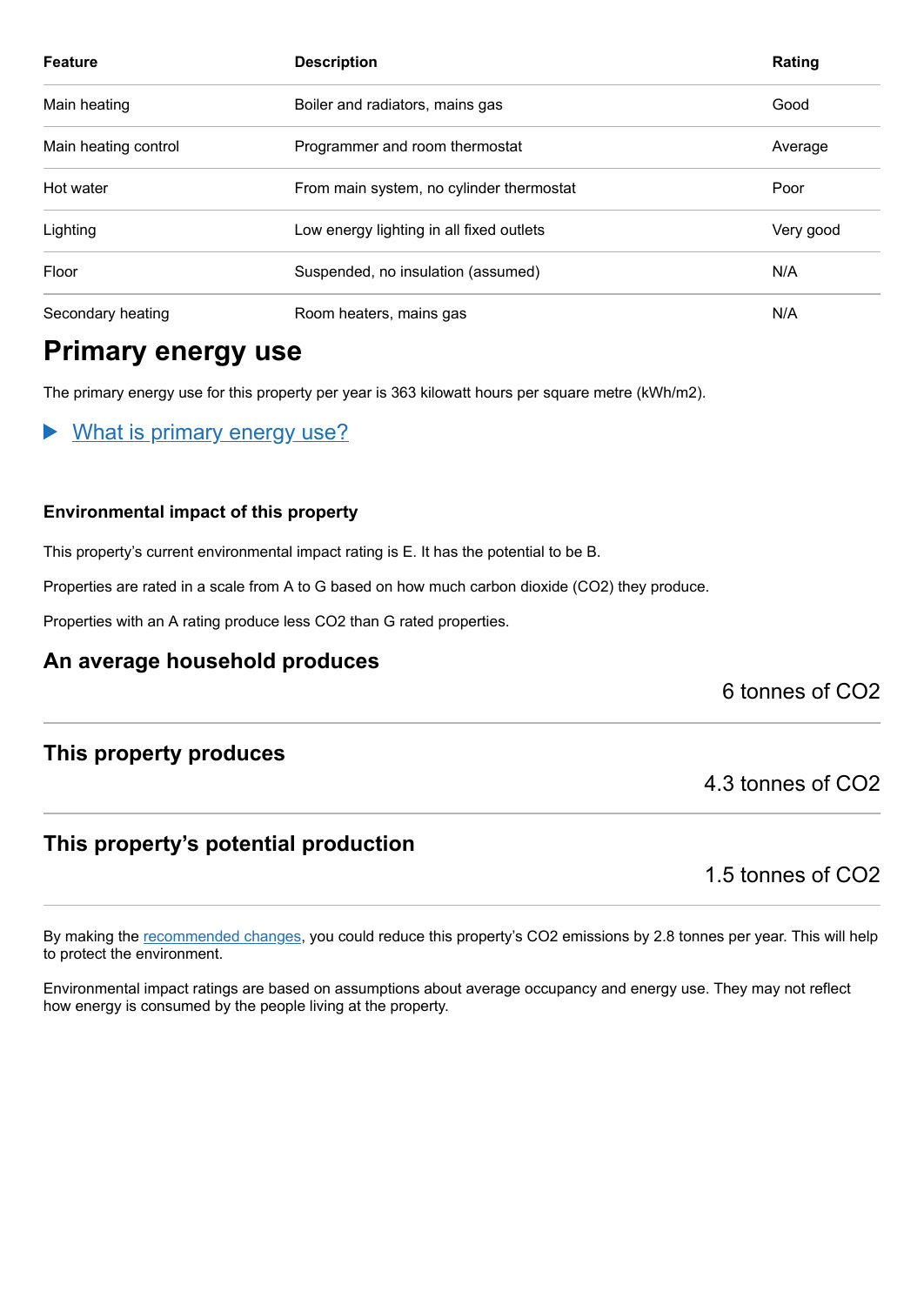| Feature | Description | Rating |
|---|---|---|
| Main heating | Boiler and radiators, mains gas | Good |
| Main heating control | Programmer and room thermostat | Average |
| Hot water | From main system, no cylinder thermostat | Poor |
| Lighting | Low energy lighting in all fixed outlets | Very good |
| Floor | Suspended, no insulation (assumed) | N/A |
| Secondary heating | Room heaters, mains gas | N/A |

## Primary energy use

The primary energy use for this property per year is 363 kilowatt hours per square metre (kWh/m2).

▶ What is primary energy use?

#### Environmental impact of this property

This property's current environmental impact rating is E. It has the potential to be B.

Properties are rated in a scale from A to G based on how much carbon dioxide ($CO_2$) they produce.

Properties with an A rating produce less $CO_2$ than G rated properties.

### An average household produces

6 tonnes of $CO_2$

### This property produces

4.3 tonnes of $CO_2$

### This property's potential production

1.5 tonnes of $CO_2$

By making the recommended changes, you could reduce this property's $CO_2$ emissions by 2.8 tonnes per year. This will help to protect the environment.

Environmental impact ratings are based on assumptions about average occupancy and energy use. They may not reflect how energy is consumed by the people living at the property.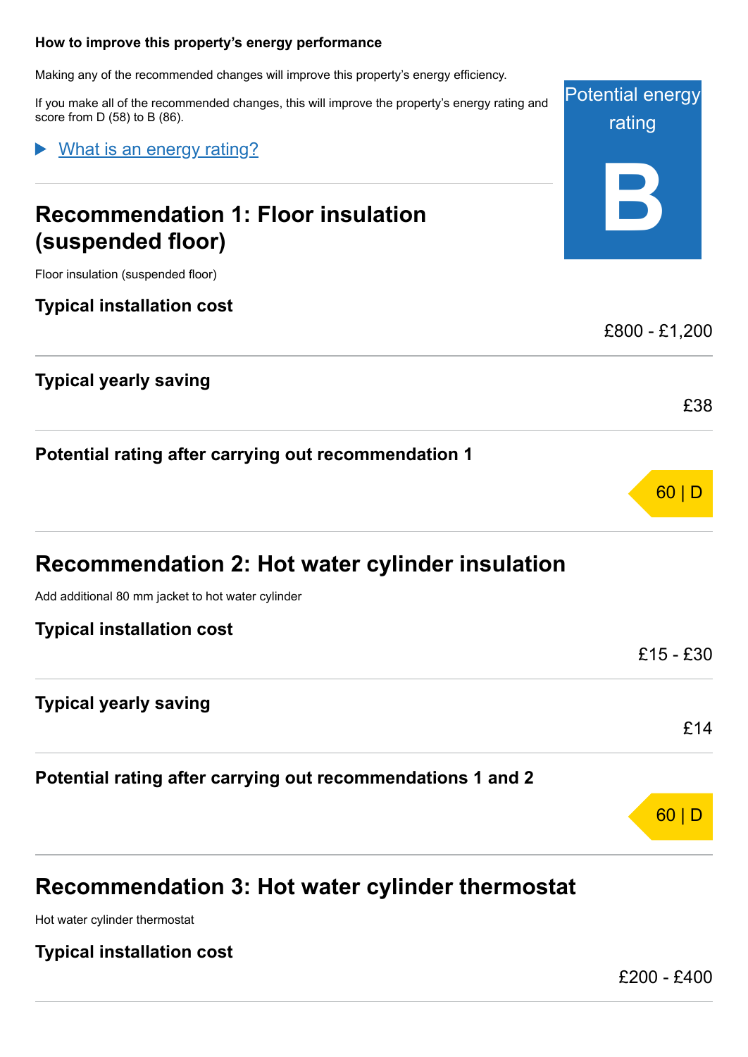## How to improve this property's energy performance

Making any of the recommended changes will improve this property's energy efficiency.

If you make all of the recommended changes, this will improve the property's energy rating and score from D (58) to B (86).

Potential energy rating

**B**

▶ What is an energy rating?

## Recommendation 1: Floor insulation (suspended floor)

Floor insulation (suspended floor)

**Typical installation cost**

£800 - £1,200

**Typical yearly saving**

£38

**Potential rating after carrying out recommendation 1**

60 | D

## Recommendation 2: Hot water cylinder insulation

Add additional 80 mm jacket to hot water cylinder

**Typical installation cost**

£15 - £30

**Typical yearly saving**

£14

**Potential rating after carrying out recommendations 1 and 2**

60 | D

## Recommendation 3: Hot water cylinder thermostat

Hot water cylinder thermostat

**Typical installation cost**

£200 - £400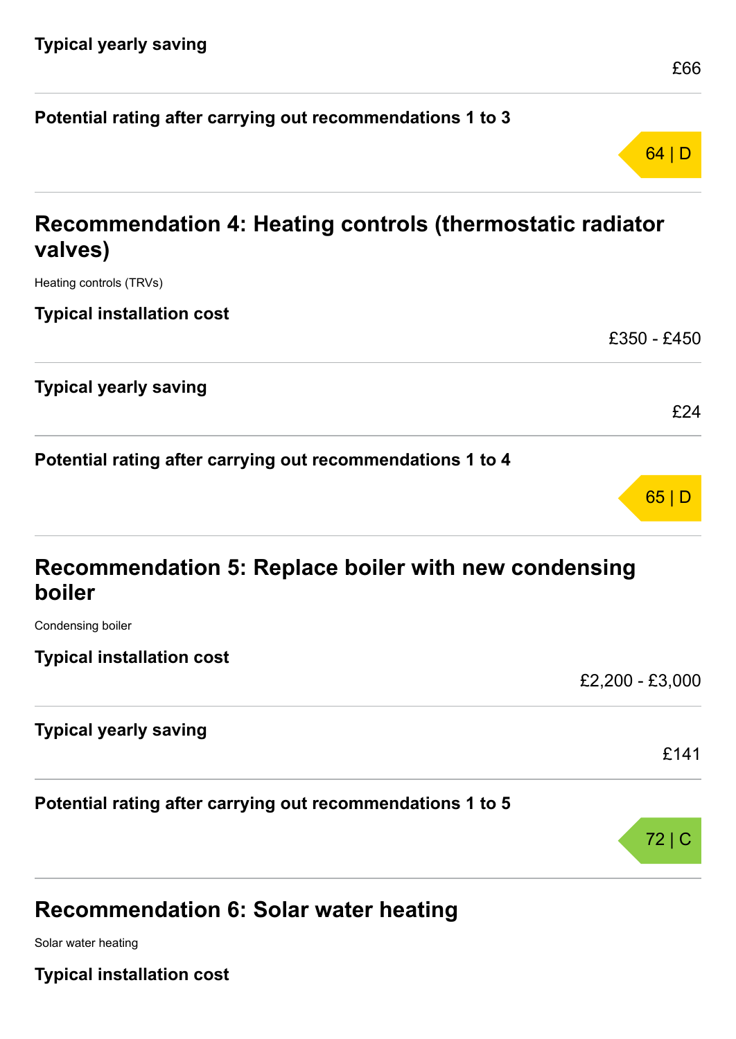**Typical yearly saving**

£66

**Potential rating after carrying out recommendations 1 to 3**

64 | D

## Recommendation 4: Heating controls (thermostatic radiator valves)

Heating controls (TRVs)

**Typical installation cost**

£350 - £450

**Typical yearly saving**

£24

**Potential rating after carrying out recommendations 1 to 4**

65 | D

## Recommendation 5: Replace boiler with new condensing boiler

Condensing boiler

**Typical installation cost**

£2,200 - £3,000

**Typical yearly saving**

£141

**Potential rating after carrying out recommendations 1 to 5**

72 | C

## Recommendation 6: Solar water heating

Solar water heating

**Typical installation cost**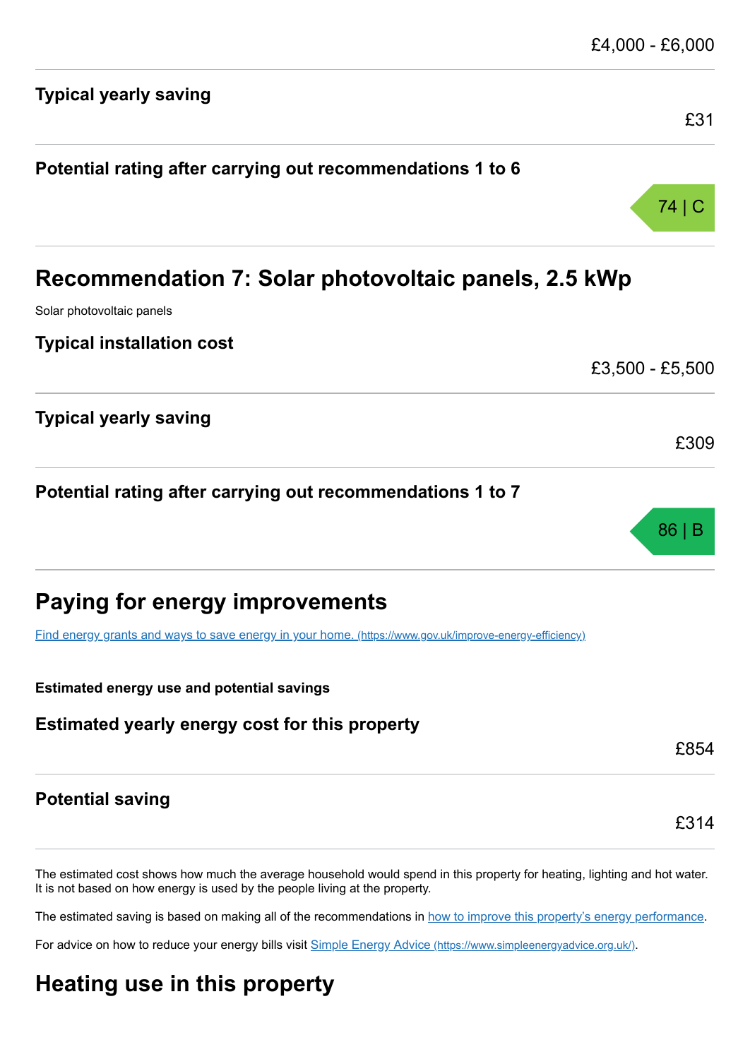£4,000 - £6,000

**Typical yearly saving**

£31

**Potential rating after carrying out recommendations 1 to 6**

74 | C

## Recommendation 7: Solar photovoltaic panels, 2.5 kWp

Solar photovoltaic panels

**Typical installation cost**

£3,500 - £5,500

**Typical yearly saving**

£309

**Potential rating after carrying out recommendations 1 to 7**

86 | B

## Paying for energy improvements

[Find energy grants and ways to save energy in your home. (https://www.gov.uk/improve-energy-efficiency)](https://www.gov.uk/improve-energy-efficiency)

**Estimated energy use and potential savings**

**Estimated yearly energy cost for this property**

£854

**Potential saving**

£314

The estimated cost shows how much the average household would spend in this property for heating, lighting and hot water. It is not based on how energy is used by the people living at the property.

The estimated saving is based on making all of the recommendations in how to improve this property's energy performance.

For advice on how to reduce your energy bills visit [Simple Energy Advice (https://www.simpleenergyadvice.org.uk/)](https://www.simpleenergyadvice.org.uk/).

## Heating use in this property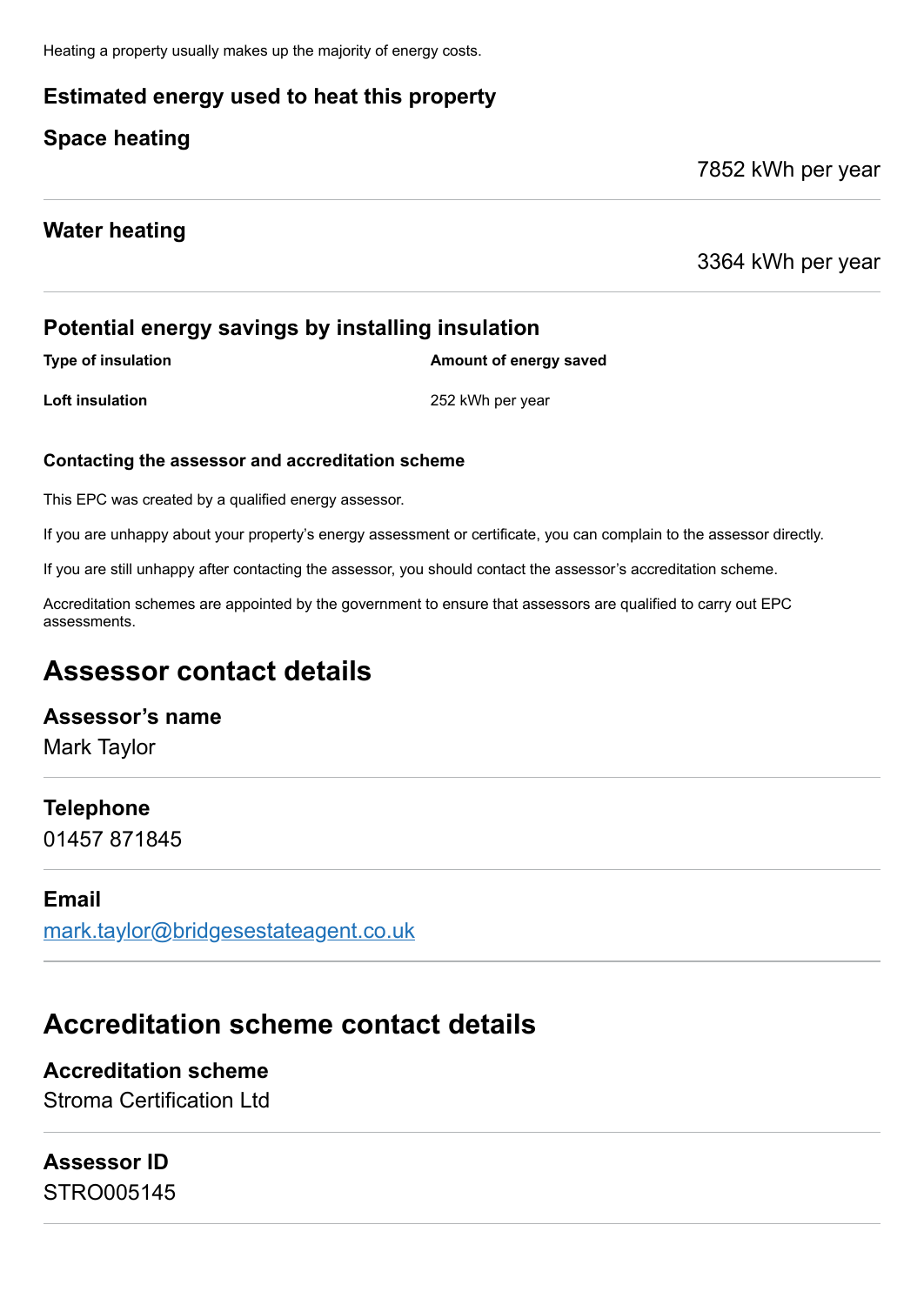Heating a property usually makes up the majority of energy costs.

### Estimated energy used to heat this property

### Space heating

7852 kWh per year

### Water heating

3364 kWh per year

### Potential energy savings by installing insulation

| Type of insulation | Amount of energy saved |
| --- | --- |
| Loft insulation | 252 kWh per year |

#### Contacting the assessor and accreditation scheme

This EPC was created by a qualified energy assessor.

If you are unhappy about your property's energy assessment or certificate, you can complain to the assessor directly.

If you are still unhappy after contacting the assessor, you should contact the assessor's accreditation scheme.

Accreditation schemes are appointed by the government to ensure that assessors are qualified to carry out EPC assessments.

## Assessor contact details

### Assessor's name

Mark Taylor

### Telephone

01457 871845

### Email

mark.taylor@bridgesestateagent.co.uk

## Accreditation scheme contact details

### Accreditation scheme

Stroma Certification Ltd

### Assessor ID

STRO005145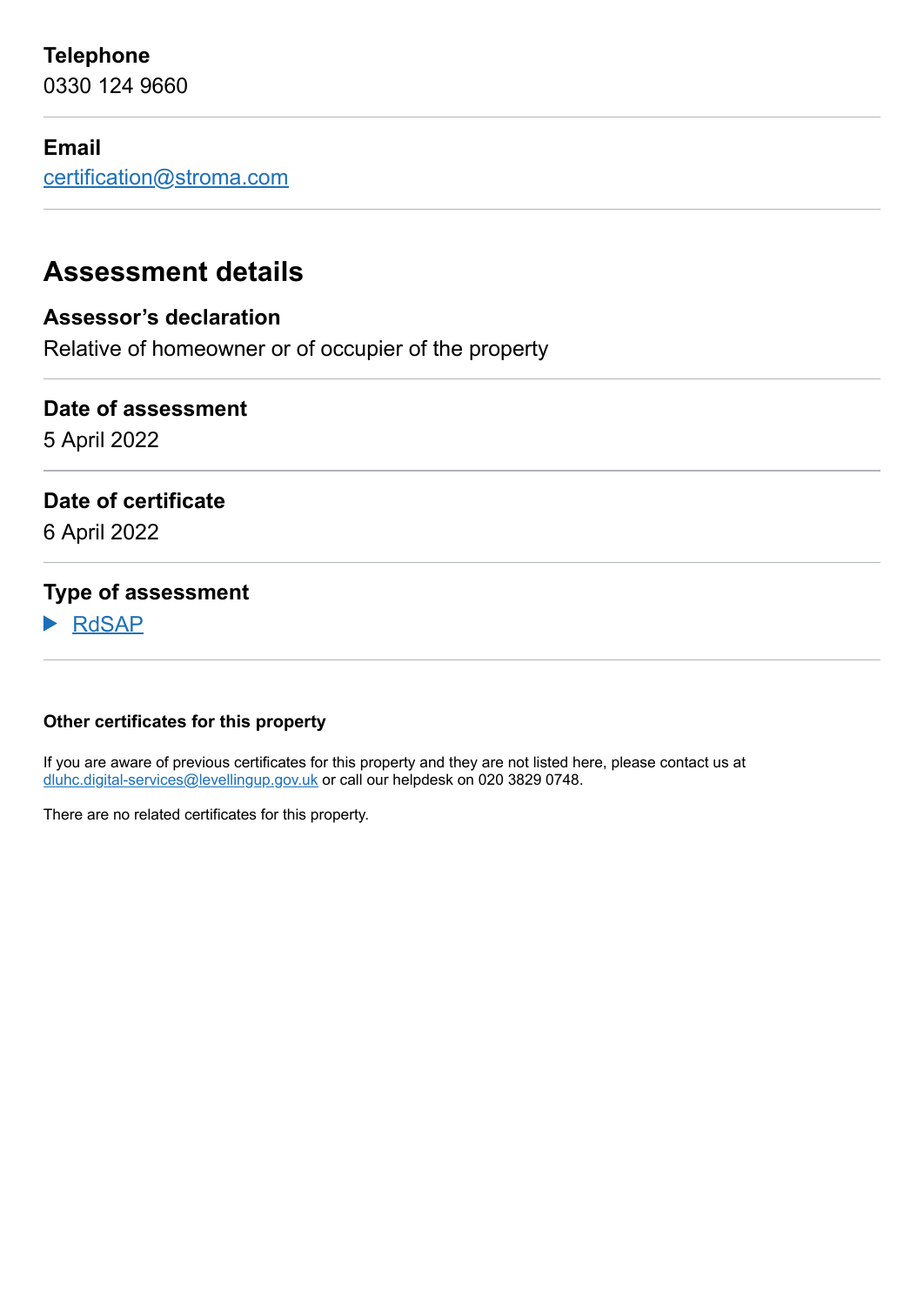**Telephone**
0330 124 9660

**Email**
certification@stroma.com

## Assessment details

**Assessor's declaration**
Relative of homeowner or of occupier of the property

**Date of assessment**
5 April 2022

**Date of certificate**
6 April 2022

**Type of assessment**
▶ RdSAP

**Other certificates for this property**

If you are aware of previous certificates for this property and they are not listed here, please contact us at dluhc.digital-services@levellingup.gov.uk or call our helpdesk on 020 3829 0748.

There are no related certificates for this property.